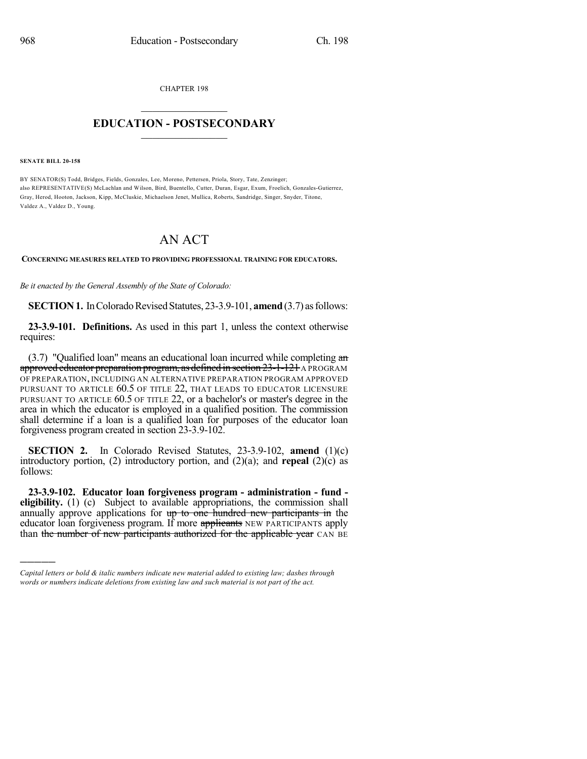CHAPTER 198

# EDUCATION - POSTSECONDARY

**SENATE BILL 20-158**

BY SENATOR(S) Todd, Bridges, Fields, Gonzales, Lee, Moreno, Pettersen, Priola, Story, Tate, Zenzinger;
also REPRESENTATIVE(S) McLachlan and Wilson, Bird, Buentello, Cutter, Duran, Esgar, Exum, Froelich, Gonzales-Gutierrez, Gray, Herod, Hooton, Jackson, Kipp, McCluskie, Michaelson Jenet, Mullica, Roberts, Sandridge, Singer, Snyder, Titone, Valdez A., Valdez D., Young.

# AN ACT

**CONCERNING MEASURES RELATED TO PROVIDING PROFESSIONAL TRAINING FOR EDUCATORS.**

*Be it enacted by the General Assembly of the State of Colorado:*

**SECTION 1.** In Colorado Revised Statutes, 23-3.9-101, **amend** (3.7) as follows:

**23-3.9-101. Definitions.** As used in this part 1, unless the context otherwise requires:

(3.7) "Qualified loan" means an educational loan incurred while completing ~~an approved educator preparation program, as defined in section 23-1-121~~ A PROGRAM OF PREPARATION, INCLUDING AN ALTERNATIVE PREPARATION PROGRAM APPROVED PURSUANT TO ARTICLE 60.5 OF TITLE 22, THAT LEADS TO EDUCATOR LICENSURE PURSUANT TO ARTICLE 60.5 OF TITLE 22, or a bachelor's or master's degree in the area in which the educator is employed in a qualified position. The commission shall determine if a loan is a qualified loan for purposes of the educator loan forgiveness program created in section 23-3.9-102.

**SECTION 2.** In Colorado Revised Statutes, 23-3.9-102, **amend** (1)(c) introductory portion, (2) introductory portion, and (2)(a); and **repeal** (2)(c) as follows:

**23-3.9-102. Educator loan forgiveness program - administration - fund - eligibility.** (1) (c) Subject to available appropriations, the commission shall annually approve applications for ~~up to one hundred new participants in~~ the educator loan forgiveness program. If more ~~applicants~~ NEW PARTICIPANTS apply than ~~the number of new participants authorized for the applicable year~~ CAN BE

---

*Capital letters or bold & italic numbers indicate new material added to existing law; dashes through words or numbers indicate deletions from existing law and such material is not part of the act.*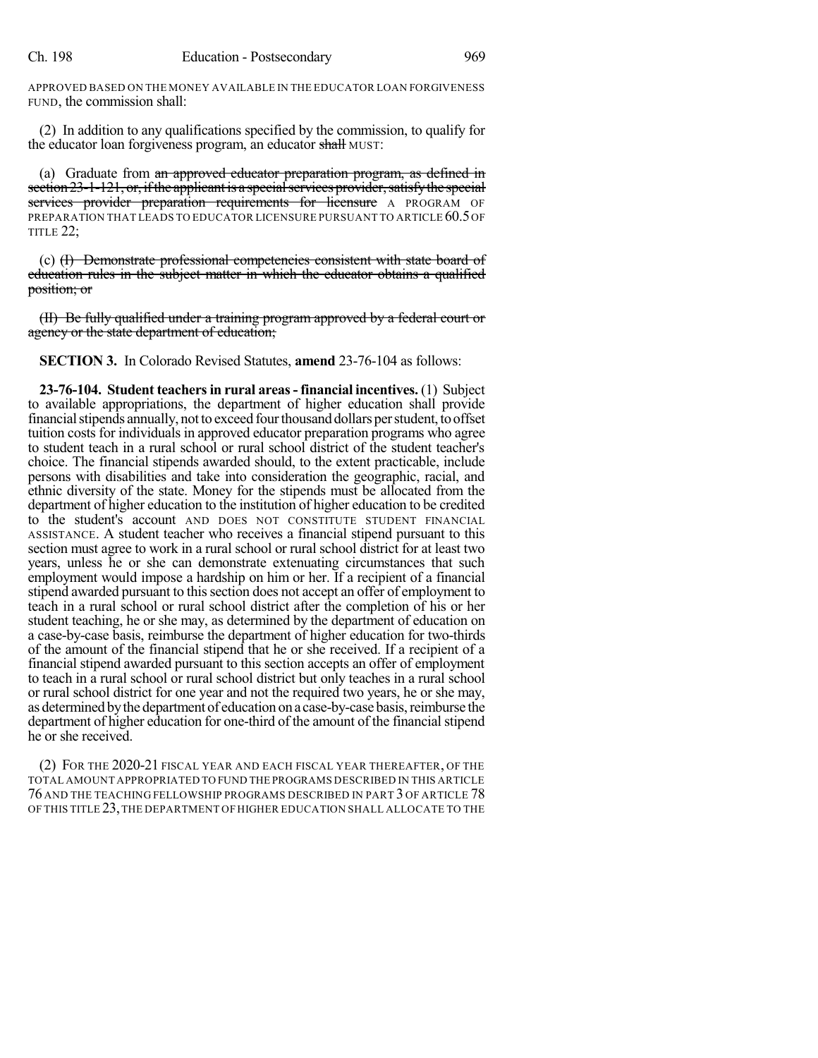APPROVED BASED ON THE MONEY AVAILABLE IN THE EDUCATOR LOAN FORGIVENESS FUND, the commission shall:

(2) In addition to any qualifications specified by the commission, to qualify for the educator loan forgiveness program, an educator ~~shall~~ MUST:

(a) Graduate from ~~an approved educator preparation program, as defined in section 23-1-121, or, if the applicant is a special services provider, satisfy the special services provider preparation requirements for licensure~~ A PROGRAM OF PREPARATION THAT LEADS TO EDUCATOR LICENSURE PURSUANT TO ARTICLE 60.5 OF TITLE 22;

(c) ~~(I) Demonstrate professional competencies consistent with state board of education rules in the subject matter in which the educator obtains a qualified position; or~~

~~(II) Be fully qualified under a training program approved by a federal court or agency or the state department of education;~~

**SECTION 3.** In Colorado Revised Statutes, **amend** 23-76-104 as follows:

**23-76-104. Student teachers in rural areas - financial incentives.** (1) Subject to available appropriations, the department of higher education shall provide financial stipends annually, not to exceed four thousand dollars per student, to offset tuition costs for individuals in approved educator preparation programs who agree to student teach in a rural school or rural school district of the student teacher's choice. The financial stipends awarded should, to the extent practicable, include persons with disabilities and take into consideration the geographic, racial, and ethnic diversity of the state. Money for the stipends must be allocated from the department of higher education to the institution of higher education to be credited to the student's account AND DOES NOT CONSTITUTE STUDENT FINANCIAL ASSISTANCE. A student teacher who receives a financial stipend pursuant to this section must agree to work in a rural school or rural school district for at least two years, unless he or she can demonstrate extenuating circumstances that such employment would impose a hardship on him or her. If a recipient of a financial stipend awarded pursuant to this section does not accept an offer of employment to teach in a rural school or rural school district after the completion of his or her student teaching, he or she may, as determined by the department of education on a case-by-case basis, reimburse the department of higher education for two-thirds of the amount of the financial stipend that he or she received. If a recipient of a financial stipend awarded pursuant to this section accepts an offer of employment to teach in a rural school or rural school district but only teaches in a rural school or rural school district for one year and not the required two years, he or she may, as determined by the department of education on a case-by-case basis, reimburse the department of higher education for one-third of the amount of the financial stipend he or she received.

(2) FOR THE 2020-21 FISCAL YEAR AND EACH FISCAL YEAR THEREAFTER, OF THE TOTAL AMOUNT APPROPRIATED TO FUND THE PROGRAMS DESCRIBED IN THIS ARTICLE 76 AND THE TEACHING FELLOWSHIP PROGRAMS DESCRIBED IN PART 3 OF ARTICLE 78 OF THIS TITLE 23, THE DEPARTMENT OF HIGHER EDUCATION SHALL ALLOCATE TO THE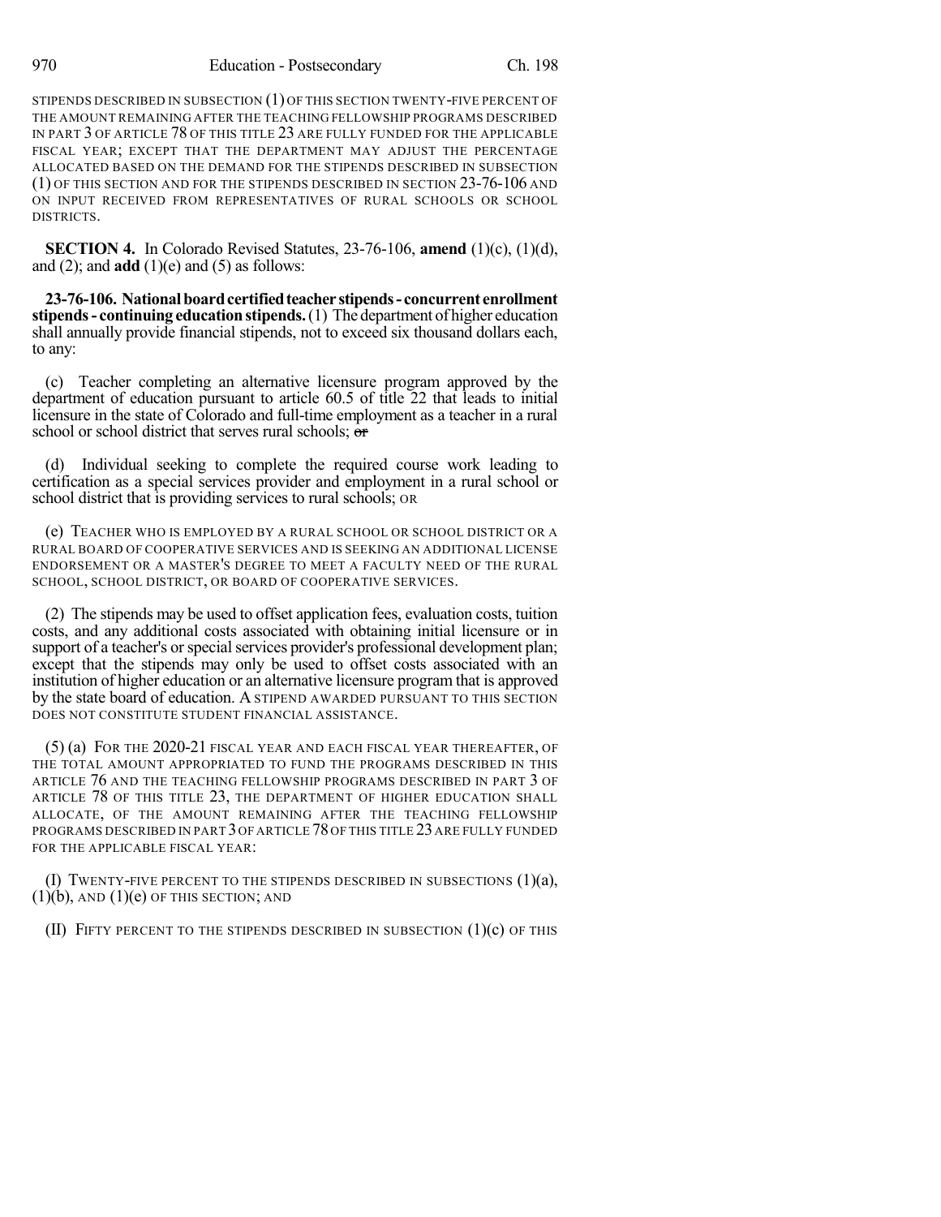STIPENDS DESCRIBED IN SUBSECTION (1) OF THIS SECTION TWENTY-FIVE PERCENT OF THE AMOUNT REMAINING AFTER THE TEACHING FELLOWSHIP PROGRAMS DESCRIBED IN PART 3 OF ARTICLE 78 OF THIS TITLE 23 ARE FULLY FUNDED FOR THE APPLICABLE FISCAL YEAR; EXCEPT THAT THE DEPARTMENT MAY ADJUST THE PERCENTAGE ALLOCATED BASED ON THE DEMAND FOR THE STIPENDS DESCRIBED IN SUBSECTION (1) OF THIS SECTION AND FOR THE STIPENDS DESCRIBED IN SECTION 23-76-106 AND ON INPUT RECEIVED FROM REPRESENTATIVES OF RURAL SCHOOLS OR SCHOOL DISTRICTS.

**SECTION 4.** In Colorado Revised Statutes, 23-76-106, **amend** (1)(c), (1)(d), and (2); and **add** (1)(e) and (5) as follows:

**23-76-106. National board certified teacher stipends - concurrent enrollment stipends - continuing education stipends.** (1) The department of higher education shall annually provide financial stipends, not to exceed six thousand dollars each, to any:

(c) Teacher completing an alternative licensure program approved by the department of education pursuant to article 60.5 of title 22 that leads to initial licensure in the state of Colorado and full-time employment as a teacher in a rural school or school district that serves rural schools; ~~or~~

(d) Individual seeking to complete the required course work leading to certification as a special services provider and employment in a rural school or school district that is providing services to rural schools; OR

(e) TEACHER WHO IS EMPLOYED BY A RURAL SCHOOL OR SCHOOL DISTRICT OR A RURAL BOARD OF COOPERATIVE SERVICES AND IS SEEKING AN ADDITIONAL LICENSE ENDORSEMENT OR A MASTER'S DEGREE TO MEET A FACULTY NEED OF THE RURAL SCHOOL, SCHOOL DISTRICT, OR BOARD OF COOPERATIVE SERVICES.

(2) The stipends may be used to offset application fees, evaluation costs, tuition costs, and any additional costs associated with obtaining initial licensure or in support of a teacher's or special services provider's professional development plan; except that the stipends may only be used to offset costs associated with an institution of higher education or an alternative licensure program that is approved by the state board of education. A STIPEND AWARDED PURSUANT TO THIS SECTION DOES NOT CONSTITUTE STUDENT FINANCIAL ASSISTANCE.

(5) (a) FOR THE 2020-21 FISCAL YEAR AND EACH FISCAL YEAR THEREAFTER, OF THE TOTAL AMOUNT APPROPRIATED TO FUND THE PROGRAMS DESCRIBED IN THIS ARTICLE 76 AND THE TEACHING FELLOWSHIP PROGRAMS DESCRIBED IN PART 3 OF ARTICLE 78 OF THIS TITLE 23, THE DEPARTMENT OF HIGHER EDUCATION SHALL ALLOCATE, OF THE AMOUNT REMAINING AFTER THE TEACHING FELLOWSHIP PROGRAMS DESCRIBED IN PART 3 OF ARTICLE 78 OF THIS TITLE 23 ARE FULLY FUNDED FOR THE APPLICABLE FISCAL YEAR:

(I) TWENTY-FIVE PERCENT TO THE STIPENDS DESCRIBED IN SUBSECTIONS (1)(a), (1)(b), AND (1)(e) OF THIS SECTION; AND

(II) FIFTY PERCENT TO THE STIPENDS DESCRIBED IN SUBSECTION (1)(c) OF THIS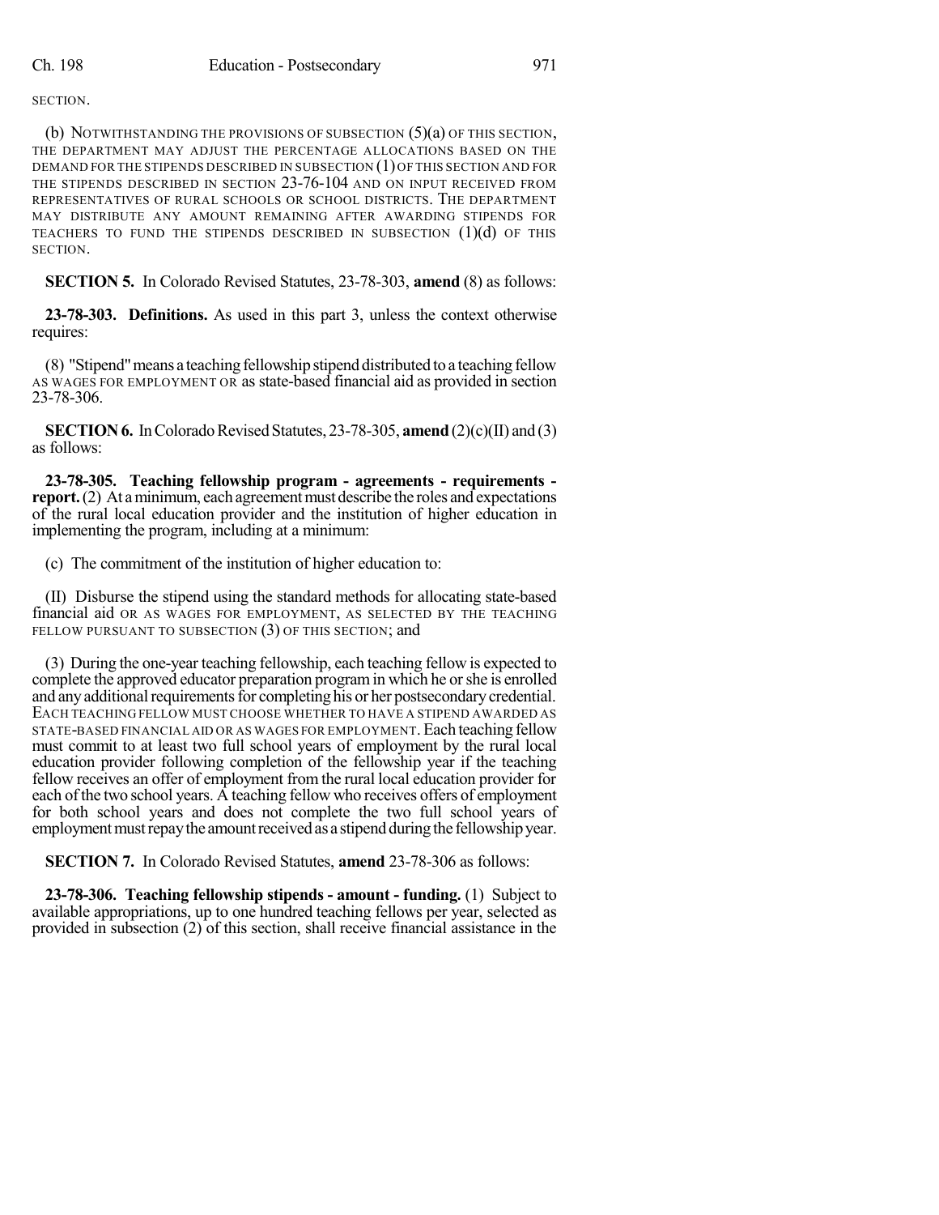SECTION.

(b) NOTWITHSTANDING THE PROVISIONS OF SUBSECTION (5)(a) OF THIS SECTION, THE DEPARTMENT MAY ADJUST THE PERCENTAGE ALLOCATIONS BASED ON THE DEMAND FOR THE STIPENDS DESCRIBED IN SUBSECTION (1) OF THIS SECTION AND FOR THE STIPENDS DESCRIBED IN SECTION 23-76-104 AND ON INPUT RECEIVED FROM REPRESENTATIVES OF RURAL SCHOOLS OR SCHOOL DISTRICTS. THE DEPARTMENT MAY DISTRIBUTE ANY AMOUNT REMAINING AFTER AWARDING STIPENDS FOR TEACHERS TO FUND THE STIPENDS DESCRIBED IN SUBSECTION (1)(d) OF THIS SECTION.

**SECTION 5.** In Colorado Revised Statutes, 23-78-303, **amend** (8) as follows:

**23-78-303. Definitions.** As used in this part 3, unless the context otherwise requires:

(8) "Stipend" means a teaching fellowship stipend distributed to a teaching fellow AS WAGES FOR EMPLOYMENT OR as state-based financial aid as provided in section 23-78-306.

**SECTION 6.** In Colorado Revised Statutes, 23-78-305, **amend** (2)(c)(II) and (3) as follows:

**23-78-305. Teaching fellowship program - agreements - requirements - report.** (2) At a minimum, each agreement must describe the roles and expectations of the rural local education provider and the institution of higher education in implementing the program, including at a minimum:

(c) The commitment of the institution of higher education to:

(II) Disburse the stipend using the standard methods for allocating state-based financial aid OR AS WAGES FOR EMPLOYMENT, AS SELECTED BY THE TEACHING FELLOW PURSUANT TO SUBSECTION (3) OF THIS SECTION; and

(3) During the one-year teaching fellowship, each teaching fellow is expected to complete the approved educator preparation program in which he or she is enrolled and any additional requirements for completing his or her postsecondary credential. EACH TEACHING FELLOW MUST CHOOSE WHETHER TO HAVE A STIPEND AWARDED AS STATE-BASED FINANCIAL AID OR AS WAGES FOR EMPLOYMENT. Each teaching fellow must commit to at least two full school years of employment by the rural local education provider following completion of the fellowship year if the teaching fellow receives an offer of employment from the rural local education provider for each of the two school years. A teaching fellow who receives offers of employment for both school years and does not complete the two full school years of employment must repay the amount received as a stipend during the fellowship year.

**SECTION 7.** In Colorado Revised Statutes, **amend** 23-78-306 as follows:

**23-78-306. Teaching fellowship stipends - amount - funding.** (1) Subject to available appropriations, up to one hundred teaching fellows per year, selected as provided in subsection (2) of this section, shall receive financial assistance in the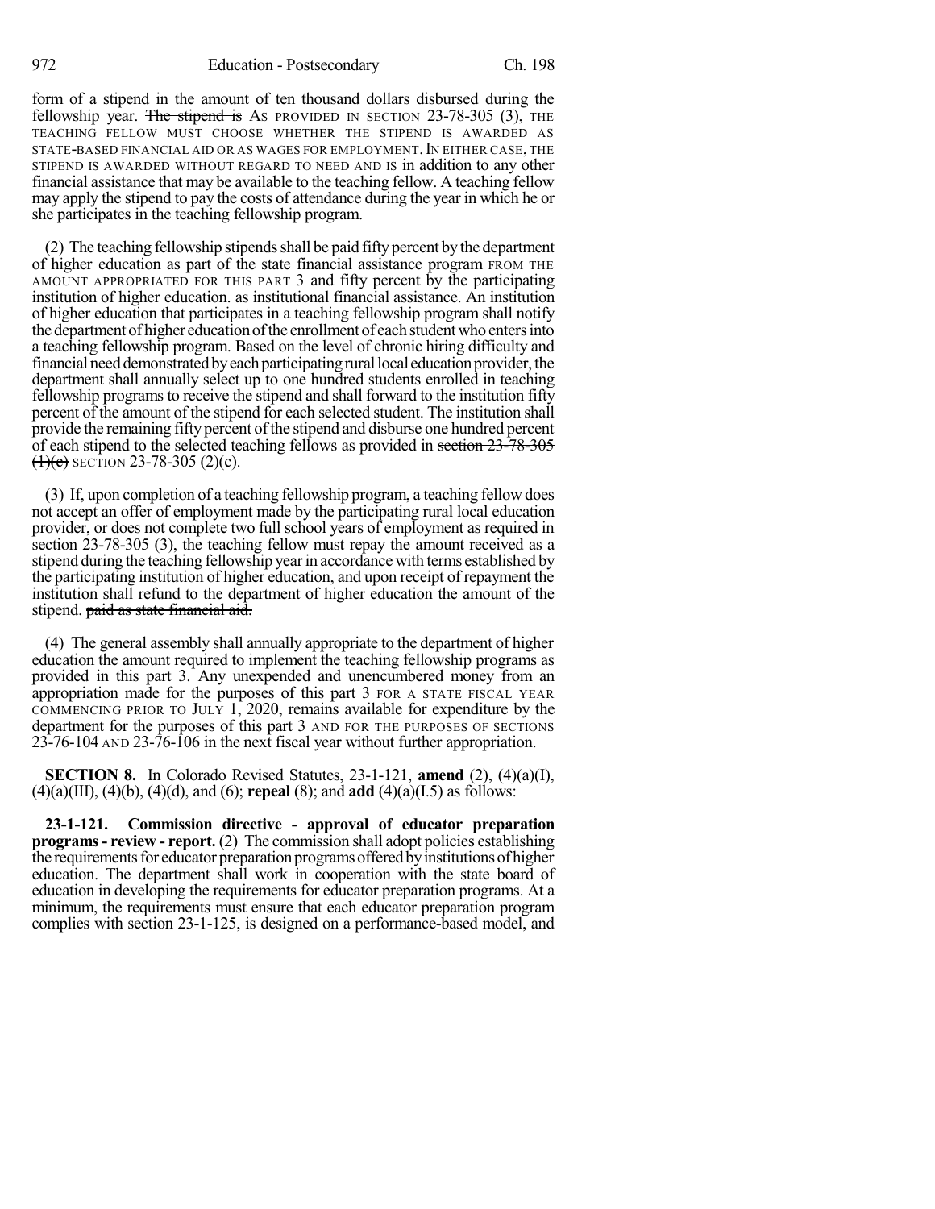form of a stipend in the amount of ten thousand dollars disbursed during the fellowship year. ~~The stipend is~~ AS PROVIDED IN SECTION 23-78-305 (3), THE TEACHING FELLOW MUST CHOOSE WHETHER THE STIPEND IS AWARDED AS STATE-BASED FINANCIAL AID OR AS WAGES FOR EMPLOYMENT. IN EITHER CASE, THE STIPEND IS AWARDED WITHOUT REGARD TO NEED AND IS in addition to any other financial assistance that may be available to the teaching fellow. A teaching fellow may apply the stipend to pay the costs of attendance during the year in which he or she participates in the teaching fellowship program.

(2) The teaching fellowship stipends shall be paid fifty percent by the department of higher education ~~as part of the state financial assistance program~~ FROM THE AMOUNT APPROPRIATED FOR THIS PART 3 and fifty percent by the participating institution of higher education. ~~as institutional financial assistance.~~ An institution of higher education that participates in a teaching fellowship program shall notify the department of higher education of the enrollment of each student who enters into a teaching fellowship program. Based on the level of chronic hiring difficulty and financial need demonstrated by each participating rural local education provider, the department shall annually select up to one hundred students enrolled in teaching fellowship programs to receive the stipend and shall forward to the institution fifty percent of the amount of the stipend for each selected student. The institution shall provide the remaining fifty percent of the stipend and disburse one hundred percent of each stipend to the selected teaching fellows as provided in ~~section 23-78-305 (1)(c)~~ SECTION 23-78-305 (2)(c).

(3) If, upon completion of a teaching fellowship program, a teaching fellow does not accept an offer of employment made by the participating rural local education provider, or does not complete two full school years of employment as required in section 23-78-305 (3), the teaching fellow must repay the amount received as a stipend during the teaching fellowship year in accordance with terms established by the participating institution of higher education, and upon receipt of repayment the institution shall refund to the department of higher education the amount of the stipend. ~~paid as state financial aid.~~

(4) The general assembly shall annually appropriate to the department of higher education the amount required to implement the teaching fellowship programs as provided in this part 3. Any unexpended and unencumbered money from an appropriation made for the purposes of this part 3 FOR A STATE FISCAL YEAR COMMENCING PRIOR TO JULY 1, 2020, remains available for expenditure by the department for the purposes of this part 3 AND FOR THE PURPOSES OF SECTIONS 23-76-104 AND 23-76-106 in the next fiscal year without further appropriation.

**SECTION 8.** In Colorado Revised Statutes, 23-1-121, **amend** (2), (4)(a)(I), (4)(a)(III), (4)(b), (4)(d), and (6); **repeal** (8); and **add** (4)(a)(I.5) as follows:

**23-1-121. Commission directive - approval of educator preparation programs - review - report.** (2) The commission shall adopt policies establishing the requirements for educator preparation programs offered by institutions of higher education. The department shall work in cooperation with the state board of education in developing the requirements for educator preparation programs. At a minimum, the requirements must ensure that each educator preparation program complies with section 23-1-125, is designed on a performance-based model, and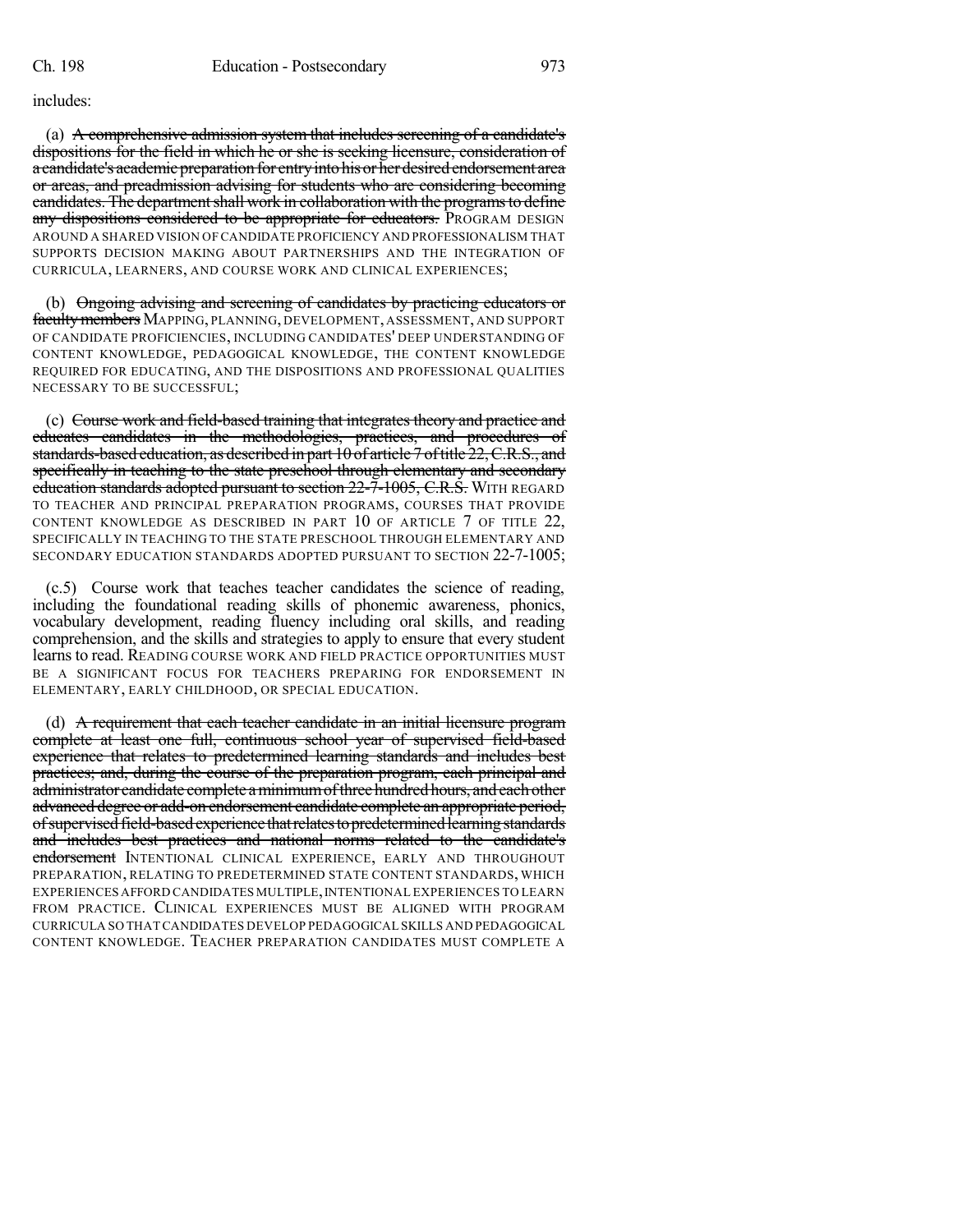includes:

(a) ~~A comprehensive admission system that includes screening of a candidate's dispositions for the field in which he or she is seeking licensure, consideration of a candidate's academic preparation for entry into his or her desired endorsement area or areas, and preadmission advising for students who are considering becoming candidates. The department shall work in collaboration with the programs to define any dispositions considered to be appropriate for educators.~~ PROGRAM DESIGN AROUND A SHARED VISION OF CANDIDATE PROFICIENCY AND PROFESSIONALISM THAT SUPPORTS DECISION MAKING ABOUT PARTNERSHIPS AND THE INTEGRATION OF CURRICULA, LEARNERS, AND COURSE WORK AND CLINICAL EXPERIENCES;

(b) ~~Ongoing advising and screening of candidates by practicing educators or faculty members~~ MAPPING, PLANNING, DEVELOPMENT, ASSESSMENT, AND SUPPORT OF CANDIDATE PROFICIENCIES, INCLUDING CANDIDATES' DEEP UNDERSTANDING OF CONTENT KNOWLEDGE, PEDAGOGICAL KNOWLEDGE, THE CONTENT KNOWLEDGE REQUIRED FOR EDUCATING, AND THE DISPOSITIONS AND PROFESSIONAL QUALITIES NECESSARY TO BE SUCCESSFUL;

(c) ~~Course work and field-based training that integrates theory and practice and educates candidates in the methodologies, practices, and procedures of standards-based education, as described in part 10 of article 7 of title 22, C.R.S., and specifically in teaching to the state preschool through elementary and secondary education standards adopted pursuant to section 22-7-1005, C.R.S.~~ WITH REGARD TO TEACHER AND PRINCIPAL PREPARATION PROGRAMS, COURSES THAT PROVIDE CONTENT KNOWLEDGE AS DESCRIBED IN PART 10 OF ARTICLE 7 OF TITLE 22, SPECIFICALLY IN TEACHING TO THE STATE PRESCHOOL THROUGH ELEMENTARY AND SECONDARY EDUCATION STANDARDS ADOPTED PURSUANT TO SECTION 22-7-1005;

(c.5) Course work that teaches teacher candidates the science of reading, including the foundational reading skills of phonemic awareness, phonics, vocabulary development, reading fluency including oral skills, and reading comprehension, and the skills and strategies to apply to ensure that every student learns to read. READING COURSE WORK AND FIELD PRACTICE OPPORTUNITIES MUST BE A SIGNIFICANT FOCUS FOR TEACHERS PREPARING FOR ENDORSEMENT IN ELEMENTARY, EARLY CHILDHOOD, OR SPECIAL EDUCATION.

(d) ~~A requirement that each teacher candidate in an initial licensure program complete at least one full, continuous school year of supervised field-based experience that relates to predetermined learning standards and includes best practices; and, during the course of the preparation program, each principal and administrator candidate complete a minimum of three hundred hours, and each other advanced degree or add-on endorsement candidate complete an appropriate period, of supervised field-based experience that relates to predetermined learning standards and includes best practices and national norms related to the candidate's endorsement~~ INTENTIONAL CLINICAL EXPERIENCE, EARLY AND THROUGHOUT PREPARATION, RELATING TO PREDETERMINED STATE CONTENT STANDARDS, WHICH EXPERIENCES AFFORD CANDIDATES MULTIPLE, INTENTIONAL EXPERIENCES TO LEARN FROM PRACTICE. CLINICAL EXPERIENCES MUST BE ALIGNED WITH PROGRAM CURRICULA SO THAT CANDIDATES DEVELOP PEDAGOGICAL SKILLS AND PEDAGOGICAL CONTENT KNOWLEDGE. TEACHER PREPARATION CANDIDATES MUST COMPLETE A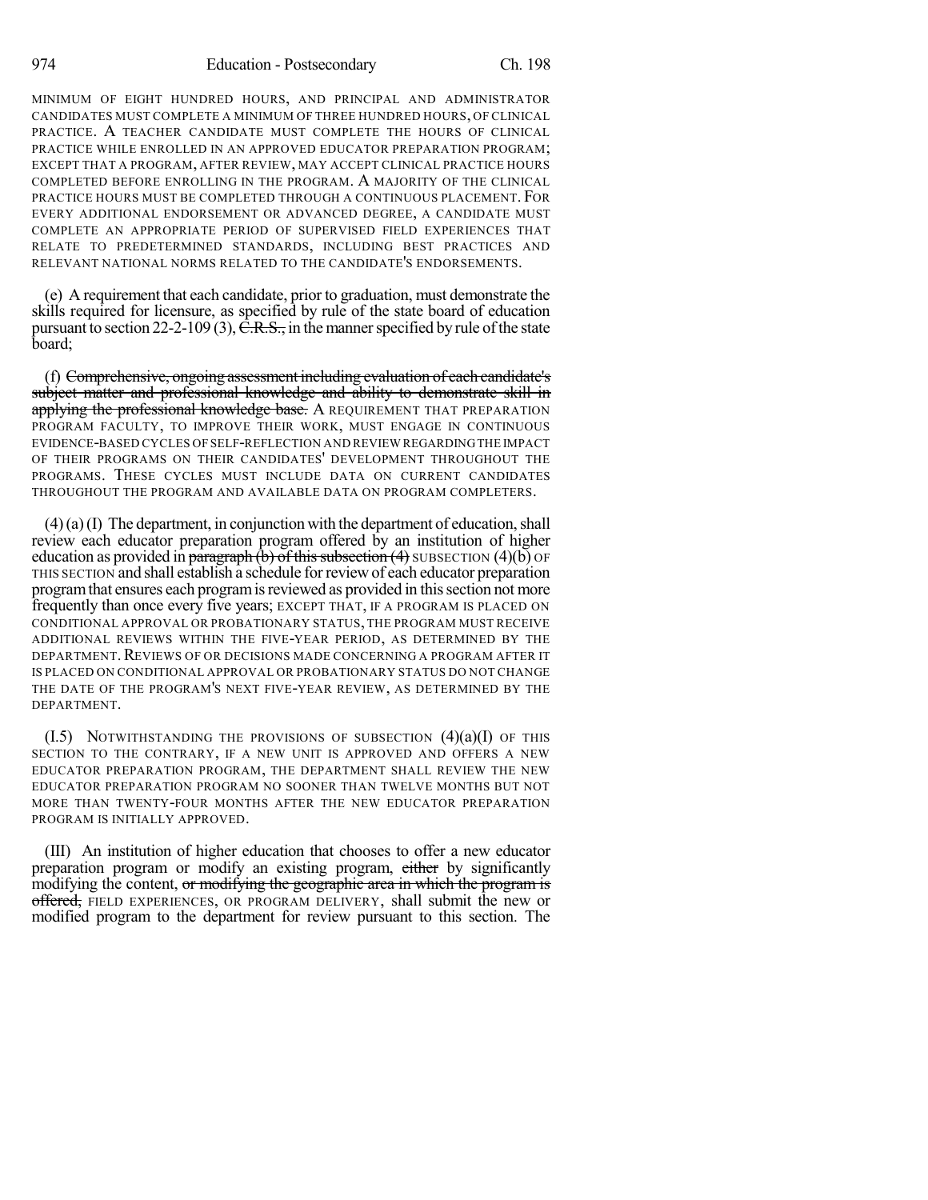MINIMUM OF EIGHT HUNDRED HOURS, AND PRINCIPAL AND ADMINISTRATOR CANDIDATES MUST COMPLETE A MINIMUM OF THREE HUNDRED HOURS, OF CLINICAL PRACTICE. A TEACHER CANDIDATE MUST COMPLETE THE HOURS OF CLINICAL PRACTICE WHILE ENROLLED IN AN APPROVED EDUCATOR PREPARATION PROGRAM; EXCEPT THAT A PROGRAM, AFTER REVIEW, MAY ACCEPT CLINICAL PRACTICE HOURS COMPLETED BEFORE ENROLLING IN THE PROGRAM. A MAJORITY OF THE CLINICAL PRACTICE HOURS MUST BE COMPLETED THROUGH A CONTINUOUS PLACEMENT. FOR EVERY ADDITIONAL ENDORSEMENT OR ADVANCED DEGREE, A CANDIDATE MUST COMPLETE AN APPROPRIATE PERIOD OF SUPERVISED FIELD EXPERIENCES THAT RELATE TO PREDETERMINED STANDARDS, INCLUDING BEST PRACTICES AND RELEVANT NATIONAL NORMS RELATED TO THE CANDIDATE'S ENDORSEMENTS.

(e) A requirement that each candidate, prior to graduation, must demonstrate the skills required for licensure, as specified by rule of the state board of education pursuant to section 22-2-109 (3), ~~C.R.S.,~~ in the manner specified by rule of the state board;

(f) ~~Comprehensive, ongoing assessment including evaluation of each candidate's subject matter and professional knowledge and ability to demonstrate skill in applying the professional knowledge base.~~ A REQUIREMENT THAT PREPARATION PROGRAM FACULTY, TO IMPROVE THEIR WORK, MUST ENGAGE IN CONTINUOUS EVIDENCE-BASED CYCLES OF SELF-REFLECTION AND REVIEW REGARDING THE IMPACT OF THEIR PROGRAMS ON THEIR CANDIDATES' DEVELOPMENT THROUGHOUT THE PROGRAMS. THESE CYCLES MUST INCLUDE DATA ON CURRENT CANDIDATES THROUGHOUT THE PROGRAM AND AVAILABLE DATA ON PROGRAM COMPLETERS.

(4) (a) (I) The department, in conjunction with the department of education, shall review each educator preparation program offered by an institution of higher education as provided in ~~paragraph (b) of this subsection (4)~~ SUBSECTION (4)(b) OF THIS SECTION and shall establish a schedule for review of each educator preparation program that ensures each program is reviewed as provided in this section not more frequently than once every five years; EXCEPT THAT, IF A PROGRAM IS PLACED ON CONDITIONAL APPROVAL OR PROBATIONARY STATUS, THE PROGRAM MUST RECEIVE ADDITIONAL REVIEWS WITHIN THE FIVE-YEAR PERIOD, AS DETERMINED BY THE DEPARTMENT. REVIEWS OF OR DECISIONS MADE CONCERNING A PROGRAM AFTER IT IS PLACED ON CONDITIONAL APPROVAL OR PROBATIONARY STATUS DO NOT CHANGE THE DATE OF THE PROGRAM'S NEXT FIVE-YEAR REVIEW, AS DETERMINED BY THE DEPARTMENT.

(I.5) NOTWITHSTANDING THE PROVISIONS OF SUBSECTION (4)(a)(I) OF THIS SECTION TO THE CONTRARY, IF A NEW UNIT IS APPROVED AND OFFERS A NEW EDUCATOR PREPARATION PROGRAM, THE DEPARTMENT SHALL REVIEW THE NEW EDUCATOR PREPARATION PROGRAM NO SOONER THAN TWELVE MONTHS BUT NOT MORE THAN TWENTY-FOUR MONTHS AFTER THE NEW EDUCATOR PREPARATION PROGRAM IS INITIALLY APPROVED.

(III) An institution of higher education that chooses to offer a new educator preparation program or modify an existing program, ~~either~~ by significantly modifying the content, ~~or modifying the geographic area in which the program is offered,~~ FIELD EXPERIENCES, OR PROGRAM DELIVERY, shall submit the new or modified program to the department for review pursuant to this section. The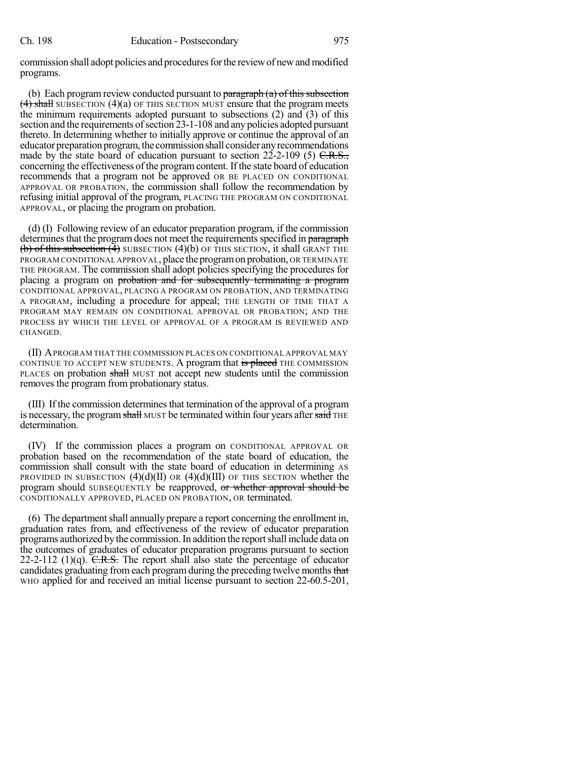commission shall adopt policies and procedures for the review of new and modified programs.

(b) Each program review conducted pursuant to ~~paragraph (a) of this subsection (4) shall~~ SUBSECTION (4)(a) OF THIS SECTION MUST ensure that the program meets the minimum requirements adopted pursuant to subsections (2) and (3) of this section and the requirements of section 23-1-108 and any policies adopted pursuant thereto. In determining whether to initially approve or continue the approval of an educator preparation program, the commission shall consider any recommendations made by the state board of education pursuant to section 22-2-109 (5) ~~C.R.S.,~~ concerning the effectiveness of the program content. If the state board of education recommends that a program not be approved OR BE PLACED ON CONDITIONAL APPROVAL OR PROBATION, the commission shall follow the recommendation by refusing initial approval of the program, PLACING THE PROGRAM ON CONDITIONAL APPROVAL, or placing the program on probation.

(d) (I) Following review of an educator preparation program, if the commission determines that the program does not meet the requirements specified in ~~paragraph (b) of this subsection (4)~~ SUBSECTION (4)(b) OF THIS SECTION, it shall GRANT THE PROGRAM CONDITIONAL APPROVAL, place the program on probation, OR TERMINATE THE PROGRAM. The commission shall adopt policies specifying the procedures for placing a program on ~~probation and for subsequently terminating a program~~ CONDITIONAL APPROVAL, PLACING A PROGRAM ON PROBATION, AND TERMINATING A PROGRAM, including a procedure for appeal; THE LENGTH OF TIME THAT A PROGRAM MAY REMAIN ON CONDITIONAL APPROVAL OR PROBATION; AND THE PROCESS BY WHICH THE LEVEL OF APPROVAL OF A PROGRAM IS REVIEWED AND CHANGED.

(II) A PROGRAM THAT THE COMMISSION PLACES ON CONDITIONAL APPROVAL MAY CONTINUE TO ACCEPT NEW STUDENTS. A program that ~~is placed~~ THE COMMISSION PLACES on probation ~~shall~~ MUST not accept new students until the commission removes the program from probationary status.

(III) If the commission determines that termination of the approval of a program is necessary, the program ~~shall~~ MUST be terminated within four years after ~~said~~ THE determination.

(IV) If the commission places a program on CONDITIONAL APPROVAL OR probation based on the recommendation of the state board of education, the commission shall consult with the state board of education in determining AS PROVIDED IN SUBSECTION (4)(d)(II) OR (4)(d)(III) OF THIS SECTION whether the program should SUBSEQUENTLY be reapproved, ~~or whether approval should be~~ CONDITIONALLY APPROVED, PLACED ON PROBATION, OR terminated.

(6) The department shall annually prepare a report concerning the enrollment in, graduation rates from, and effectiveness of the review of educator preparation programs authorized by the commission. In addition the report shall include data on the outcomes of graduates of educator preparation programs pursuant to section 22-2-112 (1)(q). ~~C.R.S.~~ The report shall also state the percentage of educator candidates graduating from each program during the preceding twelve months ~~that~~ WHO applied for and received an initial license pursuant to section 22-60.5-201,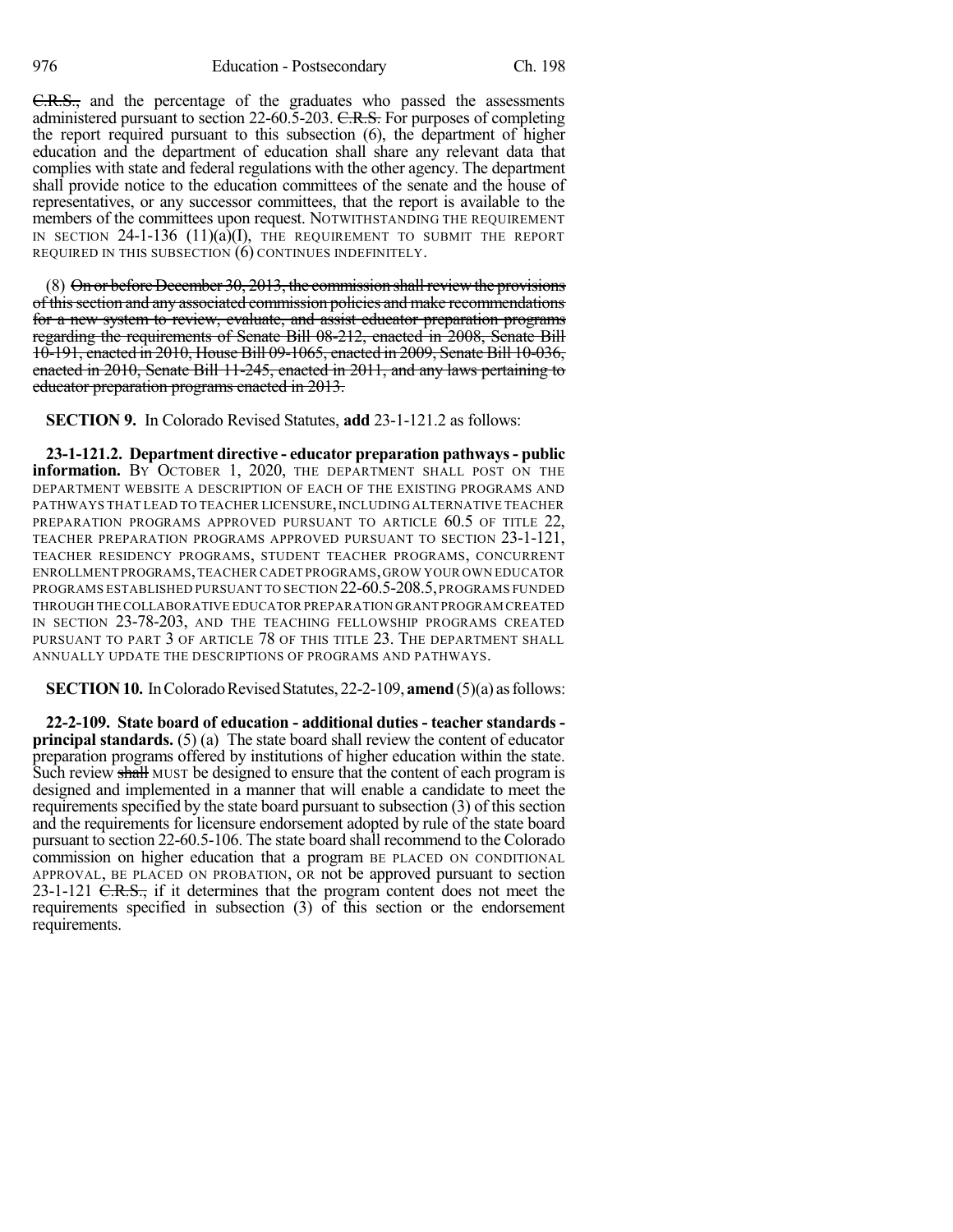C.R.S., and the percentage of the graduates who passed the assessments administered pursuant to section 22-60.5-203. C.R.S. For purposes of completing the report required pursuant to this subsection (6), the department of higher education and the department of education shall share any relevant data that complies with state and federal regulations with the other agency. The department shall provide notice to the education committees of the senate and the house of representatives, or any successor committees, that the report is available to the members of the committees upon request. NOTWITHSTANDING THE REQUIREMENT IN SECTION 24-1-136 (11)(a)(I), THE REQUIREMENT TO SUBMIT THE REPORT REQUIRED IN THIS SUBSECTION (6) CONTINUES INDEFINITELY.

(8) On or before December 30, 2013, the commission shall review the provisions of this section and any associated commission policies and make recommendations for a new system to review, evaluate, and assist educator preparation programs regarding the requirements of Senate Bill 08-212, enacted in 2008, Senate Bill 10-191, enacted in 2010, House Bill 09-1065, enacted in 2009, Senate Bill 10-036, enacted in 2010, Senate Bill 11-245, enacted in 2011, and any laws pertaining to educator preparation programs enacted in 2013.

**SECTION 9.** In Colorado Revised Statutes, **add** 23-1-121.2 as follows:

**23-1-121.2. Department directive - educator preparation pathways - public information.** BY OCTOBER 1, 2020, THE DEPARTMENT SHALL POST ON THE DEPARTMENT WEBSITE A DESCRIPTION OF EACH OF THE EXISTING PROGRAMS AND PATHWAYS THAT LEAD TO TEACHER LICENSURE, INCLUDING ALTERNATIVE TEACHER PREPARATION PROGRAMS APPROVED PURSUANT TO ARTICLE 60.5 OF TITLE 22, TEACHER PREPARATION PROGRAMS APPROVED PURSUANT TO SECTION 23-1-121, TEACHER RESIDENCY PROGRAMS, STUDENT TEACHER PROGRAMS, CONCURRENT ENROLLMENT PROGRAMS, TEACHER CADET PROGRAMS, GROW YOUR OWN EDUCATOR PROGRAMS ESTABLISHED PURSUANT TO SECTION 22-60.5-208.5, PROGRAMS FUNDED THROUGH THE COLLABORATIVE EDUCATOR PREPARATION GRANT PROGRAM CREATED IN SECTION 23-78-203, AND THE TEACHING FELLOWSHIP PROGRAMS CREATED PURSUANT TO PART 3 OF ARTICLE 78 OF THIS TITLE 23. THE DEPARTMENT SHALL ANNUALLY UPDATE THE DESCRIPTIONS OF PROGRAMS AND PATHWAYS.

**SECTION 10.** In Colorado Revised Statutes, 22-2-109, **amend** (5)(a) as follows:

**22-2-109. State board of education - additional duties - teacher standards - principal standards.** (5) (a) The state board shall review the content of educator preparation programs offered by institutions of higher education within the state. Such review shall MUST be designed to ensure that the content of each program is designed and implemented in a manner that will enable a candidate to meet the requirements specified by the state board pursuant to subsection (3) of this section and the requirements for licensure endorsement adopted by rule of the state board pursuant to section 22-60.5-106. The state board shall recommend to the Colorado commission on higher education that a program BE PLACED ON CONDITIONAL APPROVAL, BE PLACED ON PROBATION, OR not be approved pursuant to section 23-1-121 C.R.S., if it determines that the program content does not meet the requirements specified in subsection (3) of this section or the endorsement requirements.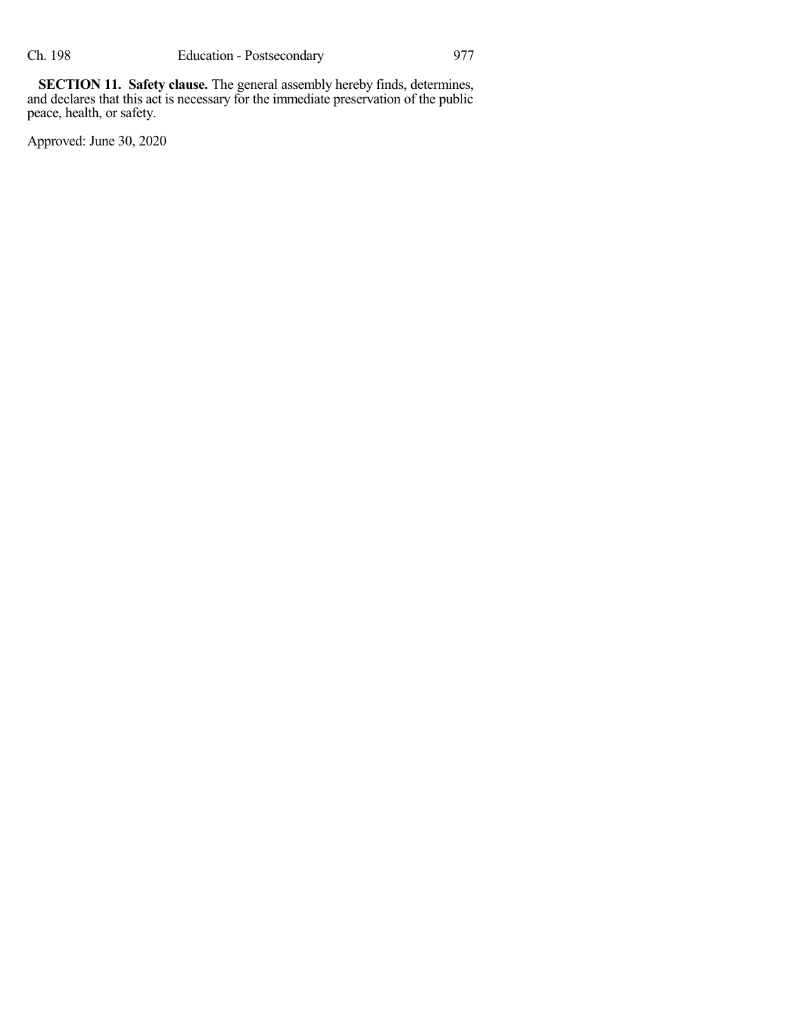**SECTION 11. Safety clause.** The general assembly hereby finds, determines, and declares that this act is necessary for the immediate preservation of the public peace, health, or safety.

Approved: June 30, 2020